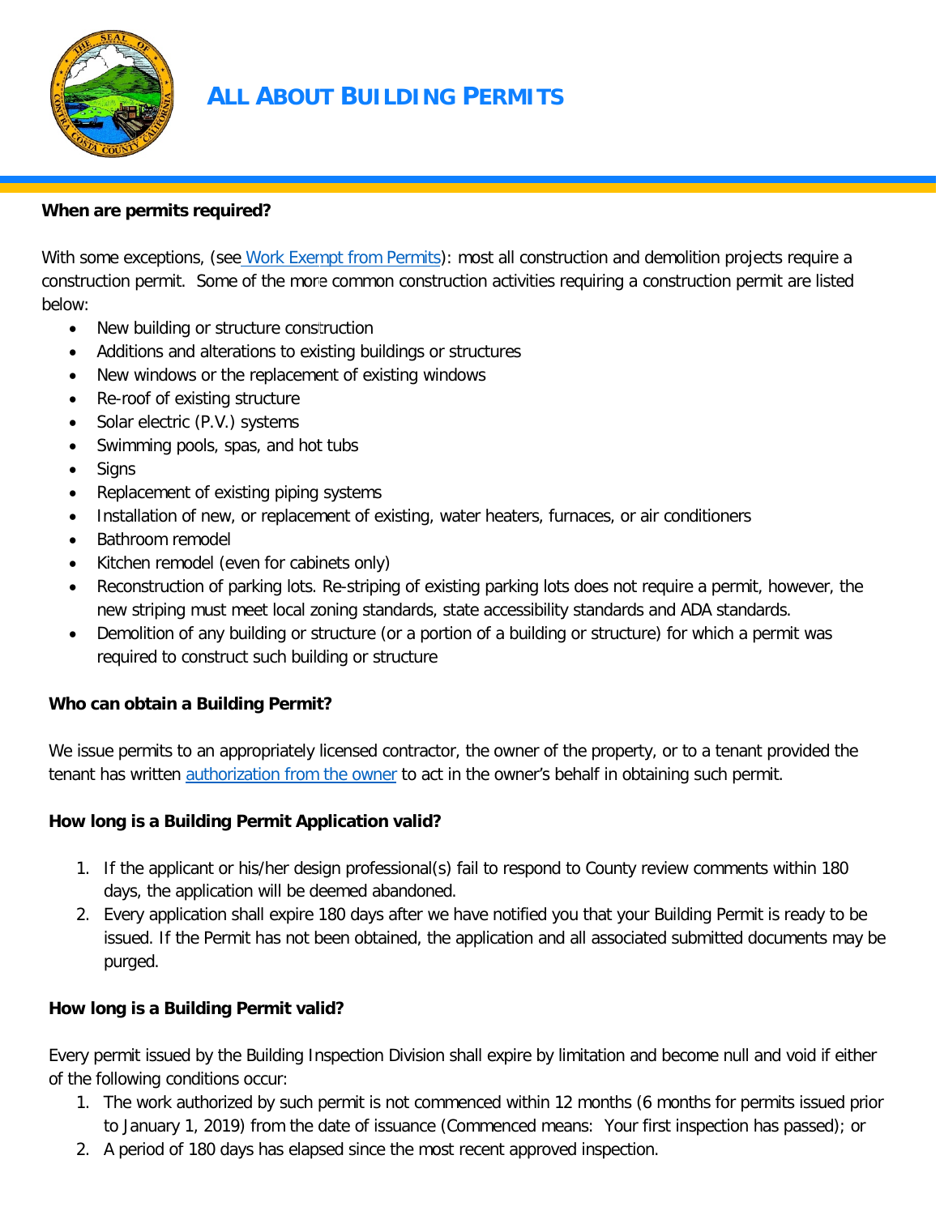# ALL ABOUT BUILDING PERMITS

**When are permits required?**

With some exceptions, (see Work Exempt from Permits): most all construction and demolition projects require a construction permit. Some of the more common construction activities requiring a construction permit are listed below:

- New building or structure construction
- Additions and alterations to existing buildings or structures
- New windows or the replacement of existing windows
- Re-roof of existing structure
- Solar electric (P.V.) systems
- Swimming pools, spas, and hot tubs
- Signs
- Replacement of existing piping systems
- Installation of new, or replacement of existing, water heaters, furnaces, or air conditioners
- Bathroom remodel
- Kitchen remodel (even for cabinets only)
- Reconstruction of parking lots. Re-striping of existing parking lots does not require a permit, however, the new striping must meet local zoning standards, state accessibility standards and ADA standards.
- Demolition of any building or structure (or a portion of a building or structure) for which a permit was required to construct such building or structure

**Who can obtain a Building Permit?**

We issue permits to an appropriately licensed contractor, the owner of the property, or to a tenant provided the tenant has written authorization from the owner to act in the owner's behalf in obtaining such permit.

**How long is a Building Permit Application valid?**

1. If the applicant or his/her design professional(s) fail to respond to County review comments within 180 days, the application will be deemed abandoned.
2. Every application shall expire 180 days after we have notified you that your Building Permit is ready to be issued. If the Permit has not been obtained, the application and all associated submitted documents may be purged.

**How long is a Building Permit valid?**

Every permit issued by the Building Inspection Division shall expire by limitation and become null and void if either of the following conditions occur:

1. The work authorized by such permit is not commenced within 12 months (6 months for permits issued prior to January 1, 2019) from the date of issuance (Commenced means: Your first inspection has passed); or
2. A period of 180 days has elapsed since the most recent approved inspection.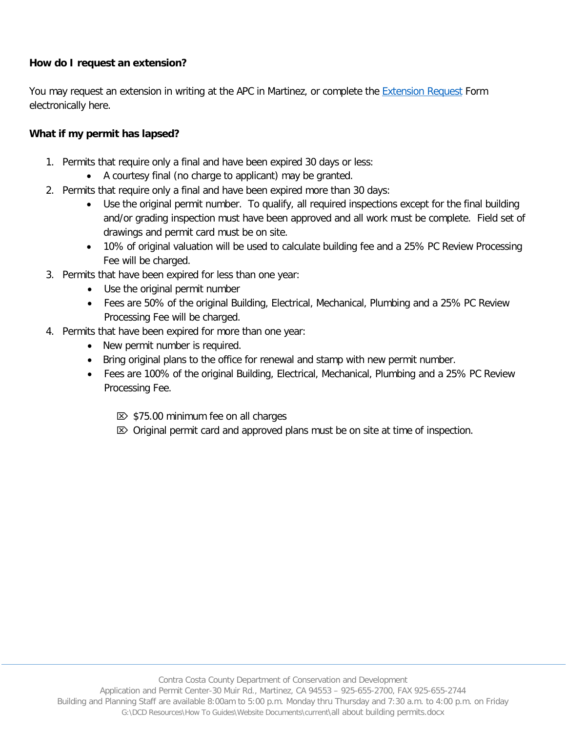**How do I request an extension?**

You may request an extension in writing at the APC in Martinez, or complete the [Extension Request]() Form electronically here.

**What if my permit has lapsed?**

1. Permits that require only a final and have been expired 30 days or less:
    - A courtesy final (no charge to applicant) may be granted.
2. Permits that require only a final and have been expired more than 30 days:
    - Use the original permit number. To qualify, all required inspections except for the final building and/or grading inspection must have been approved and all work must be complete. Field set of drawings and permit card must be on site.
    - 10% of original valuation will be used to calculate building fee and a 25% PC Review Processing Fee will be charged.
3. Permits that have been expired for less than one year:
    - Use the original permit number
    - Fees are 50% of the original Building, Electrical, Mechanical, Plumbing and a 25% PC Review Processing Fee will be charged.
4. Permits that have been expired for more than one year:
    - New permit number is required.
    - Bring original plans to the office for renewal and stamp with new permit number.
    - Fees are 100% of the original Building, Electrical, Mechanical, Plumbing and a 25% PC Review Processing Fee.

⌦ $75.00 minimum fee on all charges

⌦ Original permit card and approved plans must be on site at time of inspection.